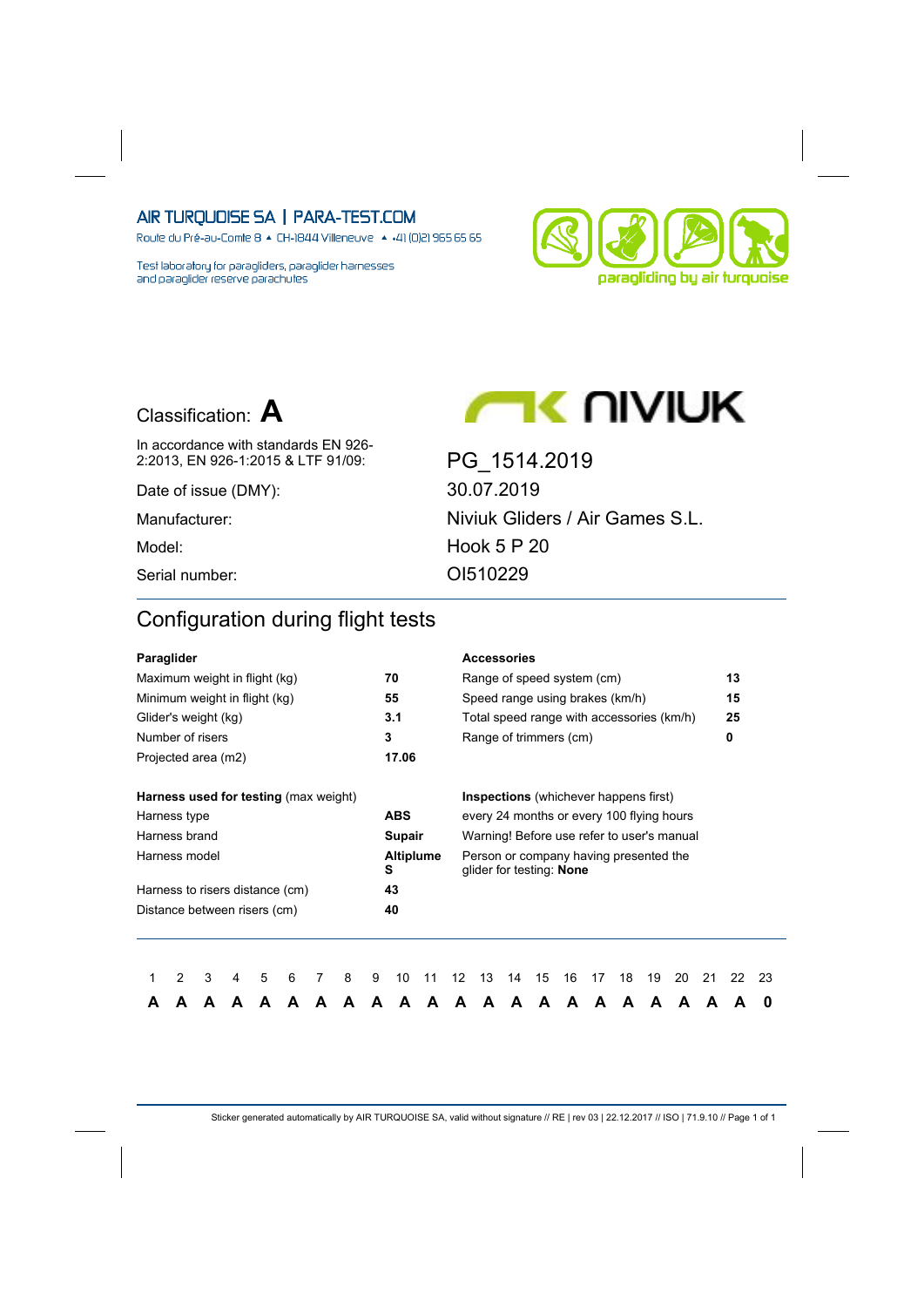AIR TURQUOISE SA | PARA-TEST.COM

Route du Pré-au-Comte 8 ▲ CH-1844 Villeneuve ▲ +41 (0)21 965 65 65

Test laboratory for paragliders, paraglider harnesses and paraglider reserve parachutes

paragliding by air turquoise

Classification: **A**

| | |
|---|---|
| In accordance with standards EN 926-2:2013, EN 926-1:2015 & LTF 91/09: | PG_1514.2019 |
| Date of issue (DMY): | 30.07.2019 |
| Manufacturer: | Niviuk Gliders / Air Games S.L. |
| Model: | Hook 5 P 20 |
| Serial number: | OI510229 |

## Configuration during flight tests

| **Paraglider** | | **Accessories** | |
|---|---|---|---|
| Maximum weight in flight (kg) | **70** | Range of speed system (cm) | **13** |
| Minimum weight in flight (kg) | **55** | Speed range using brakes (km/h) | **15** |
| Glider's weight (kg) | **3.1** | Total speed range with accessories (km/h) | **25** |
| Number of risers | **3** | Range of trimmers (cm) | **0** |
| Projected area (m2) | **17.06** | | |

| **Harness used for testing** (max weight) | | **Inspections** (whichever happens first) |
|---|---|---|
| Harness type | **ABS** | every 24 months or every 100 flying hours |
| Harness brand | **Supair** | Warning! Before use refer to user's manual |
| Harness model | **Altiplume S** | Person or company having presented the glider for testing: **None** |
| Harness to risers distance (cm) | **43** | |
| Distance between risers (cm) | **40** | |

| 1 | 2 | 3 | 4 | 5 | 6 | 7 | 8 | 9 | 10 | 11 | 12 | 13 | 14 | 15 | 16 | 17 | 18 | 19 | 20 | 21 | 22 | 23 |
|---|---|---|---|---|---|---|---|---|---|---|---|---|---|---|---|---|---|---|---|---|---|---|
| **A** | **A** | **A** | **A** | **A** | **A** | **A** | **A** | **A** | **A** | **A** | **A** | **A** | **A** | **A** | **A** | **A** | **A** | **A** | **A** | **A** | **A** | **0** |

Sticker generated automatically by AIR TURQUOISE SA, valid without signature // RE | rev 03 | 22.12.2017 // ISO | 71.9.10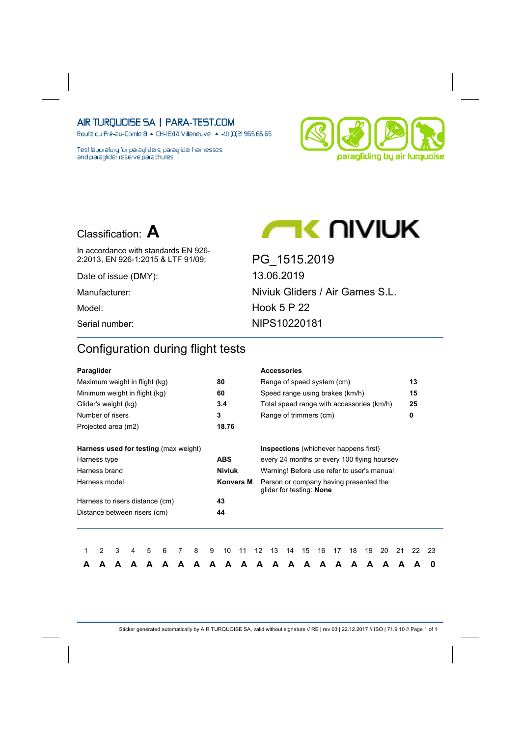AIR TURQUOISE SA | PARA-TEST.COM

Route du Pré-au-Comte 8 ▲ CH-1844 Villeneuve ▲ +41 (0)21 965 65 65

Test laboratory for paragliders, paraglider harnesses and paraglider reserve parachutes

paragliding by air turquoise

Classification: **A**

NIVIUK

| | |
|---|---|
| In accordance with standards EN 926-2:2013, EN 926-1:2015 & LTF 91/09: | PG_1515.2019 |
| Date of issue (DMY): | 13.06.2019 |
| Manufacturer: | Niviuk Gliders / Air Games S.L. |
| Model: | Hook 5 P 22 |
| Serial number: | NIPS10220181 |

## Configuration during flight tests

| **Paraglider** | | **Accessories** | |
|---|---|---|---|
| Maximum weight in flight (kg) | **80** | Range of speed system (cm) | **13** |
| Minimum weight in flight (kg) | **60** | Speed range using brakes (km/h) | **15** |
| Glider's weight (kg) | **3.4** | Total speed range with accessories (km/h) | **25** |
| Number of risers | **3** | Range of trimmers (cm) | **0** |
| Projected area (m2) | **18.76** | | |

| **Harness used for testing** (max weight) | | **Inspections** (whichever happens first) |
|---|---|---|
| Harness type | **ABS** | every 24 months or every 100 flying hoursev |
| Harness brand | **Niviuk** | Warning! Before use refer to user's manual |
| Harness model | **Konvers M** | Person or company having presented the glider for testing: **None** |
| Harness to risers distance (cm) | **43** | |
| Distance between risers (cm) | **44** | |

| 1 | 2 | 3 | 4 | 5 | 6 | 7 | 8 | 9 | 10 | 11 | 12 | 13 | 14 | 15 | 16 | 17 | 18 | 19 | 20 | 21 | 22 | 23 |
|---|---|---|---|---|---|---|---|---|---|---|---|---|---|---|---|---|---|---|---|---|---|---|
| **A** | **A** | **A** | **A** | **A** | **A** | **A** | **A** | **A** | **A** | **A** | **A** | **A** | **A** | **A** | **A** | **A** | **A** | **A** | **A** | **A** | **A** | **0** |

Sticker generated automatically by AIR TURQUOISE SA, valid without signature // RE | rev 03 | 22.12.2017 // ISO | 71.9.10 // Page 1 of 1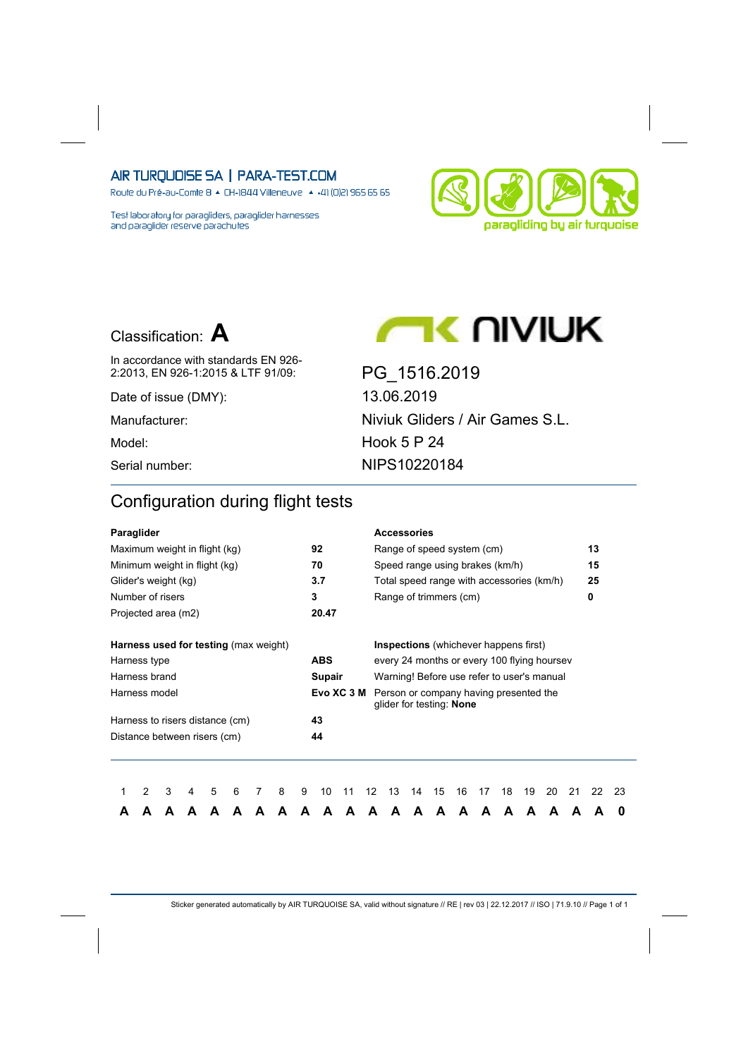AIR TURQUOISE SA | PARA-TEST.COM

Route du Pré-au-Comte 8 ▲ CH-1844 Villeneuve ▲ +41 (0)21 965 65 65

Test laboratory for paragliders, paraglider harnesses and paraglider reserve parachutes

paragliding by air turquoise

NIVIUK

| | |
|---|---|
| Classification: **A** | |
| In accordance with standards EN 926-2:2013, EN 926-1:2015 & LTF 91/09: | PG_1516.2019 |
| Date of issue (DMY): | 13.06.2019 |
| Manufacturer: | Niviuk Gliders / Air Games S.L. |
| Model: | Hook 5 P 24 |
| Serial number: | NIPS10220184 |

## Configuration during flight tests

| **Paraglider** | | **Accessories** | |
|---|---|---|---|
| Maximum weight in flight (kg) | **92** | Range of speed system (cm) | **13** |
| Minimum weight in flight (kg) | **70** | Speed range using brakes (km/h) | **15** |
| Glider's weight (kg) | **3.7** | Total speed range with accessories (km/h) | **25** |
| Number of risers | **3** | Range of trimmers (cm) | **0** |
| Projected area (m2) | **20.47** | | |

| **Harness used for testing** (max weight) | | **Inspections** (whichever happens first) |
|---|---|---|
| Harness type | **ABS** | every 24 months or every 100 flying hoursev |
| Harness brand | **Supair** | Warning! Before use refer to user's manual |
| Harness model | **Evo XC 3 M** | Person or company having presented the glider for testing: **None** |
| Harness to risers distance (cm) | **43** | |
| Distance between risers (cm) | **44** | |

| 1 | 2 | 3 | 4 | 5 | 6 | 7 | 8 | 9 | 10 | 11 | 12 | 13 | 14 | 15 | 16 | 17 | 18 | 19 | 20 | 21 | 22 | 23 |
|---|---|---|---|---|---|---|---|---|---|---|---|---|---|---|---|---|---|---|---|---|---|---|
| **A** | **A** | **A** | **A** | **A** | **A** | **A** | **A** | **A** | **A** | **A** | **A** | **A** | **A** | **A** | **A** | **A** | **A** | **A** | **A** | **A** | **A** | **0** |

Sticker generated automatically by AIR TURQUOISE SA, valid without signature // RE | rev 03 | 22.12.2017 // ISO | 71.9.10 // Page 1 of 1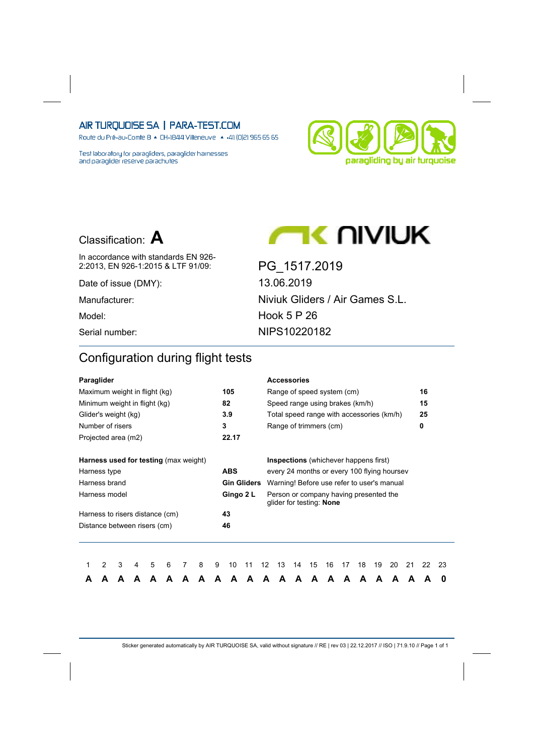AIR TURQUOISE SA | PARA-TEST.COM

Route du Pré-au-Comte 8 ▲ CH-1844 Villeneuve ▲ +41 (0)21 965 65 65

Test laboratory for paragliders, paraglider harnesses and paraglider reserve parachutes

paragliding by air turquoise

Classification: **A**

| | |
|---|---|
| In accordance with standards EN 926-2:2013, EN 926-1:2015 & LTF 91/09: | PG_1517.2019 |
| Date of issue (DMY): | 13.06.2019 |
| Manufacturer: | Niviuk Gliders / Air Games S.L. |
| Model: | Hook 5 P 26 |
| Serial number: | NIPS10220182 |

## Configuration during flight tests

| **Paraglider** | | **Accessories** | |
|---|---|---|---|
| Maximum weight in flight (kg) | **105** | Range of speed system (cm) | **16** |
| Minimum weight in flight (kg) | **82** | Speed range using brakes (km/h) | **15** |
| Glider's weight (kg) | **3.9** | Total speed range with accessories (km/h) | **25** |
| Number of risers | **3** | Range of trimmers (cm) | **0** |
| Projected area (m2) | **22.17** | | |

| **Harness used for testing** (max weight) | | **Inspections** (whichever happens first) |
|---|---|---|
| Harness type | **ABS** | every 24 months or every 100 flying hoursev |
| Harness brand | **Gin Gliders** | Warning! Before use refer to user's manual |
| Harness model | **Gingo 2 L** | Person or company having presented the glider for testing: **None** |
| Harness to risers distance (cm) | **43** | |
| Distance between risers (cm) | **46** | |

| 1 | 2 | 3 | 4 | 5 | 6 | 7 | 8 | 9 | 10 | 11 | 12 | 13 | 14 | 15 | 16 | 17 | 18 | 19 | 20 | 21 | 22 | 23 |
|---|---|---|---|---|---|---|---|---|---|---|---|---|---|---|---|---|---|---|---|---|---|---|
| **A** | **A** | **A** | **A** | **A** | **A** | **A** | **A** | **A** | **A** | **A** | **A** | **A** | **A** | **A** | **A** | **A** | **A** | **A** | **A** | **A** | **A** | **0** |

Sticker generated automatically by AIR TURQUOISE SA, valid without signature // RE | rev 03 | 22.12.2017 // ISO | 71.9.10 // Page 1 of 1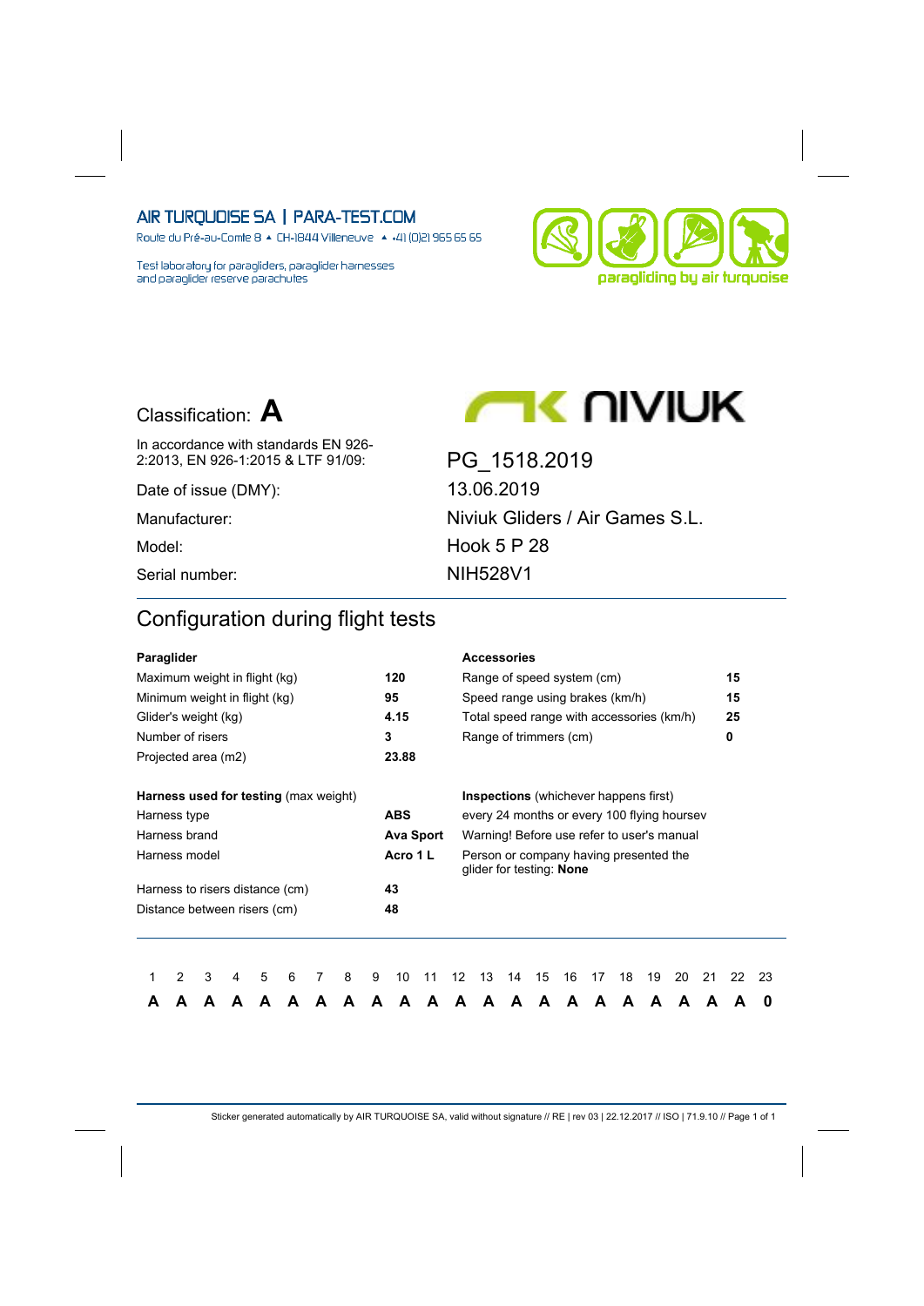AIR TURQUOISE SA | PARA-TEST.COM

Route du Pré-au-Comte 8 ▲ CH-1844 Villeneuve ▲ +41 (0)21 965 65 65

Test laboratory for paragliders, paraglider harnesses and paraglider reserve parachutes

paragliding by air turquoise

# Classification: **A**

NIVIUK

| | |
|---|---|
| In accordance with standards EN 926-2:2013, EN 926-1:2015 & LTF 91/09: | PG_1518.2019 |
| Date of issue (DMY): | 13.06.2019 |
| Manufacturer: | Niviuk Gliders / Air Games S.L. |
| Model: | Hook 5 P 28 |
| Serial number: | NIH528V1 |

## Configuration during flight tests

| **Paraglider** | |
|---|---|
| Maximum weight in flight (kg) | **120** |
| Minimum weight in flight (kg) | **95** |
| Glider's weight (kg) | **4.15** |
| Number of risers | **3** |
| Projected area (m2) | **23.88** |

| **Harness used for testing** (max weight) | |
|---|---|
| Harness type | **ABS** |
| Harness brand | **Ava Sport** |
| Harness model | **Acro 1 L** |
| Harness to risers distance (cm) | **43** |
| Distance between risers (cm) | **48** |

| **Accessories** | |
|---|---|
| Range of speed system (cm) | **15** |
| Speed range using brakes (km/h) | **15** |
| Total speed range with accessories (km/h) | **25** |
| Range of trimmers (cm) | **0** |

**Inspections** (whichever happens first)

every 24 months or every 100 flying hoursev

Warning! Before use refer to user's manual

Person or company having presented the glider for testing: **None**

| 1 | 2 | 3 | 4 | 5 | 6 | 7 | 8 | 9 | 10 | 11 | 12 | 13 | 14 | 15 | 16 | 17 | 18 | 19 | 20 | 21 | 22 | 23 |
|---|---|---|---|---|---|---|---|---|---|---|---|---|---|---|---|---|---|---|---|---|---|---|
| **A** | **A** | **A** | **A** | **A** | **A** | **A** | **A** | **A** | **A** | **A** | **A** | **A** | **A** | **A** | **A** | **A** | **A** | **A** | **A** | **A** | **A** | **0** |

Sticker generated automatically by AIR TURQUOISE SA, valid without signature // RE | rev 03 | 22.12.2017 // ISO | 71.9.10 // Page 1 of 1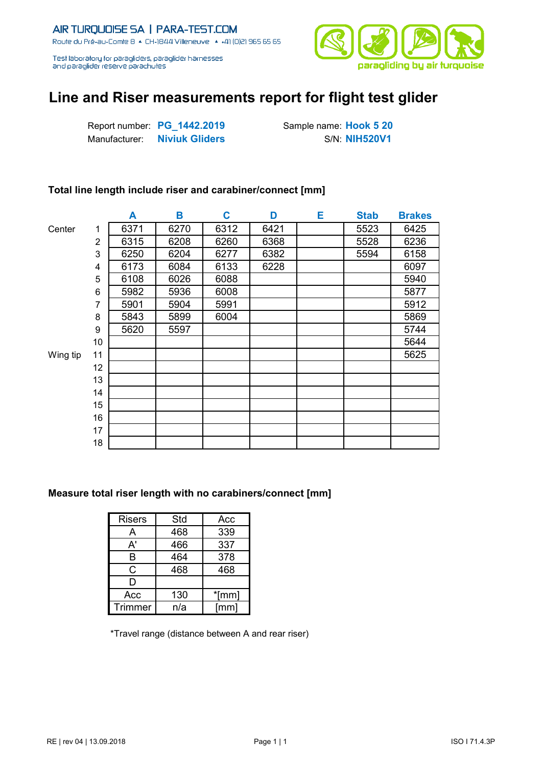AIR TURQUOISE SA | PARA-TEST.COM

Route du Pré-au-Comte 8 ▲ CH-1844 Villeneuve ▲ +41 (0)21 965 65 65

Test laboratory for paragliders, paraglider harnesses and paraglider reserve parachutes

paragliding by air turquoise

# Line and Riser measurements report for flight test glider

Report number: **PG_1442.2019**
Manufacturer: **Niviuk Gliders**
Sample name: **Hook 5 20**
S/N: **NIH520V1**

### Total line length include riser and carabiner/connect [mm]

| | | A | B | C | D | E | Stab | Brakes |
|---|---|---|---|---|---|---|---|---|
| Center | 1 | 6371 | 6270 | 6312 | 6421 | | 5523 | 6425 |
| | 2 | 6315 | 6208 | 6260 | 6368 | | 5528 | 6236 |
| | 3 | 6250 | 6204 | 6277 | 6382 | | 5594 | 6158 |
| | 4 | 6173 | 6084 | 6133 | 6228 | | | 6097 |
| | 5 | 6108 | 6026 | 6088 | | | | 5940 |
| | 6 | 5982 | 5936 | 6008 | | | | 5877 |
| | 7 | 5901 | 5904 | 5991 | | | | 5912 |
| | 8 | 5843 | 5899 | 6004 | | | | 5869 |
| | 9 | 5620 | 5597 | | | | | 5744 |
| | 10 | | | | | | | 5644 |
| Wing tip | 11 | | | | | | | 5625 |
| | 12 | | | | | | | |
| | 13 | | | | | | | |
| | 14 | | | | | | | |
| | 15 | | | | | | | |
| | 16 | | | | | | | |
| | 17 | | | | | | | |
| | 18 | | | | | | | |

### Measure total riser length with no carabiners/connect [mm]

| Risers | Std | Acc |
|---|---|---|
| A | 468 | 339 |
| A' | 466 | 337 |
| B | 464 | 378 |
| C | 468 | 468 |
| D | | |
| Acc | 130 | *[mm] |
| Trimmer | n/a | [mm] |

*Travel range (distance between A and rear riser)

RE | rev 04 | 13.09.2018

ISO I 71.4.3P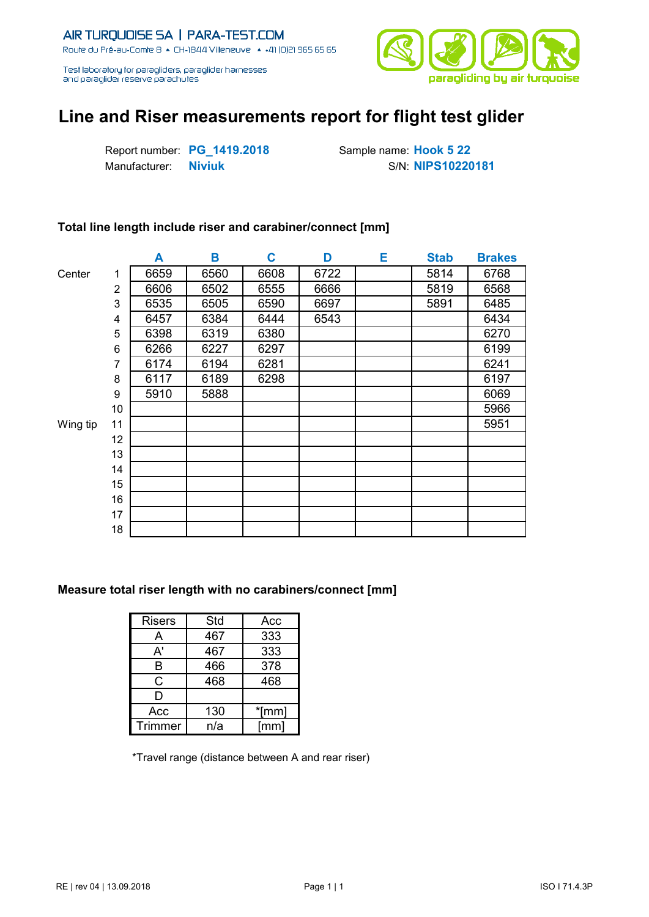AIR TURQUOISE SA | PARA-TEST.COM

Route du Pré-au-Comte 8 ▲ CH-1844 Villeneuve ▲ +41 (0)21 965 65 65

Test laboratory for paragliders, paraglider harnesses and paraglider reserve parachutes

# Line and Riser measurements report for flight test glider

Report number: **PG_1419.2018**
Manufacturer: **Niviuk**
Sample name: **Hook 5 22**
S/N: **NIPS10220181**

## Total line length include riser and carabiner/connect [mm]

| | | A | B | C | D | E | Stab | Brakes |
|---|---|---|---|---|---|---|---|---|
| Center | 1 | 6659 | 6560 | 6608 | 6722 | | 5814 | 6768 |
| | 2 | 6606 | 6502 | 6555 | 6666 | | 5819 | 6568 |
| | 3 | 6535 | 6505 | 6590 | 6697 | | 5891 | 6485 |
| | 4 | 6457 | 6384 | 6444 | 6543 | | | 6434 |
| | 5 | 6398 | 6319 | 6380 | | | | 6270 |
| | 6 | 6266 | 6227 | 6297 | | | | 6199 |
| | 7 | 6174 | 6194 | 6281 | | | | 6241 |
| | 8 | 6117 | 6189 | 6298 | | | | 6197 |
| | 9 | 5910 | 5888 | | | | | 6069 |
| | 10 | | | | | | | 5966 |
| Wing tip | 11 | | | | | | | 5951 |
| | 12 | | | | | | | |
| | 13 | | | | | | | |
| | 14 | | | | | | | |
| | 15 | | | | | | | |
| | 16 | | | | | | | |
| | 17 | | | | | | | |
| | 18 | | | | | | | |

## Measure total riser length with no carabiners/connect [mm]

| Risers | Std | Acc |
|---|---|---|
| A | 467 | 333 |
| A' | 467 | 333 |
| B | 466 | 378 |
| C | 468 | 468 |
| D | | |
| Acc | 130 | *[mm] |
| Trimmer | n/a | [mm] |

*Travel range (distance between A and rear riser)

RE | rev 04 | 13.09.2018 ISO I 71.4.3P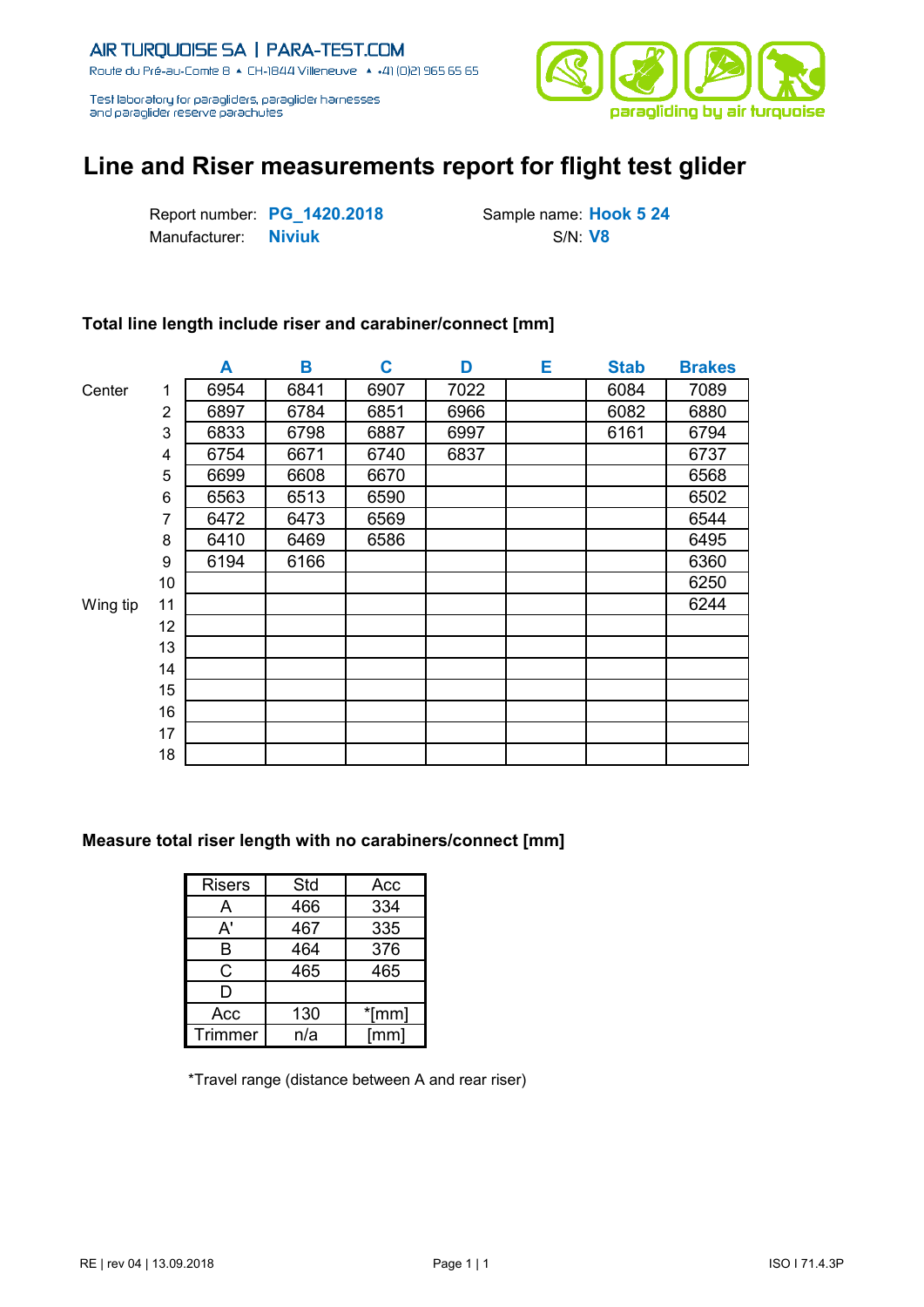AIR TURQUOISE SA | PARA-TEST.COM

Route du Pré-au-Comte 8 ▲ CH-1844 Villeneuve ▲ +41 (0)21 965 65 65

Test laboratory for paragliders, paraglider harnesses and paraglider reserve parachutes

paragliding by air turquoise

# Line and Riser measurements report for flight test glider

Report number: **PG_1420.2018**
Manufacturer: **Niviuk**
Sample name: **Hook 5 24**
S/N: **V8**

### Total line length include riser and carabiner/connect [mm]

| | | A | B | C | D | E | Stab | Brakes |
|---|---|---|---|---|---|---|---|---|
| Center | 1 | 6954 | 6841 | 6907 | 7022 | | 6084 | 7089 |
| | 2 | 6897 | 6784 | 6851 | 6966 | | 6082 | 6880 |
| | 3 | 6833 | 6798 | 6887 | 6997 | | 6161 | 6794 |
| | 4 | 6754 | 6671 | 6740 | 6837 | | | 6737 |
| | 5 | 6699 | 6608 | 6670 | | | | 6568 |
| | 6 | 6563 | 6513 | 6590 | | | | 6502 |
| | 7 | 6472 | 6473 | 6569 | | | | 6544 |
| | 8 | 6410 | 6469 | 6586 | | | | 6495 |
| | 9 | 6194 | 6166 | | | | | 6360 |
| | 10 | | | | | | | 6250 |
| Wing tip | 11 | | | | | | | 6244 |
| | 12 | | | | | | | |
| | 13 | | | | | | | |
| | 14 | | | | | | | |
| | 15 | | | | | | | |
| | 16 | | | | | | | |
| | 17 | | | | | | | |
| | 18 | | | | | | | |

### Measure total riser length with no carabiners/connect [mm]

| Risers | Std | Acc |
|---|---|---|
| A | 466 | 334 |
| A' | 467 | 335 |
| B | 464 | 376 |
| C | 465 | 465 |
| D | | |
| Acc | 130 | *[mm] |
| Trimmer | n/a | [mm] |

*Travel range (distance between A and rear riser)

RE | rev 04 | 13.09.2018 ISO I 71.4.3P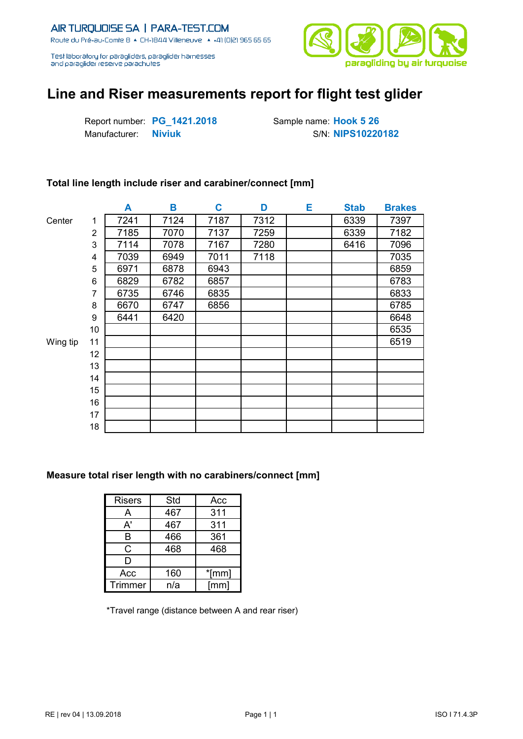AIR TURQUOISE SA | PARA-TEST.COM
Route du Pré-au-Comte 8 ▲ CH-1844 Villeneuve ▲ +41 (0)21 965 65 65

Test laboratory for paragliders, paraglider harnesses and paraglider reserve parachutes

paragliding by air turquoise

# Line and Riser measurements report for flight test glider

Report number: **PG_1421.2018**
Manufacturer: **Niviuk**
Sample name: **Hook 5 26**
S/N: **NIPS10220182**

### Total line length include riser and carabiner/connect [mm]

| | | A | B | C | D | E | Stab | Brakes |
|---|---|---|---|---|---|---|---|---|
| Center | 1 | 7241 | 7124 | 7187 | 7312 | | 6339 | 7397 |
| | 2 | 7185 | 7070 | 7137 | 7259 | | 6339 | 7182 |
| | 3 | 7114 | 7078 | 7167 | 7280 | | 6416 | 7096 |
| | 4 | 7039 | 6949 | 7011 | 7118 | | | 7035 |
| | 5 | 6971 | 6878 | 6943 | | | | 6859 |
| | 6 | 6829 | 6782 | 6857 | | | | 6783 |
| | 7 | 6735 | 6746 | 6835 | | | | 6833 |
| | 8 | 6670 | 6747 | 6856 | | | | 6785 |
| | 9 | 6441 | 6420 | | | | | 6648 |
| | 10 | | | | | | | 6535 |
| Wing tip | 11 | | | | | | | 6519 |
| | 12 | | | | | | | |
| | 13 | | | | | | | |
| | 14 | | | | | | | |
| | 15 | | | | | | | |
| | 16 | | | | | | | |
| | 17 | | | | | | | |
| | 18 | | | | | | | |

### Measure total riser length with no carabiners/connect [mm]

| Risers | Std | Acc |
|---|---|---|
| A | 467 | 311 |
| A' | 467 | 311 |
| B | 466 | 361 |
| C | 468 | 468 |
| D | | |
| Acc | 160 | *[mm] |
| Trimmer | n/a | [mm] |

*Travel range (distance between A and rear riser)

RE | rev 04 | 13.09.2018 ISO I 71.4.3P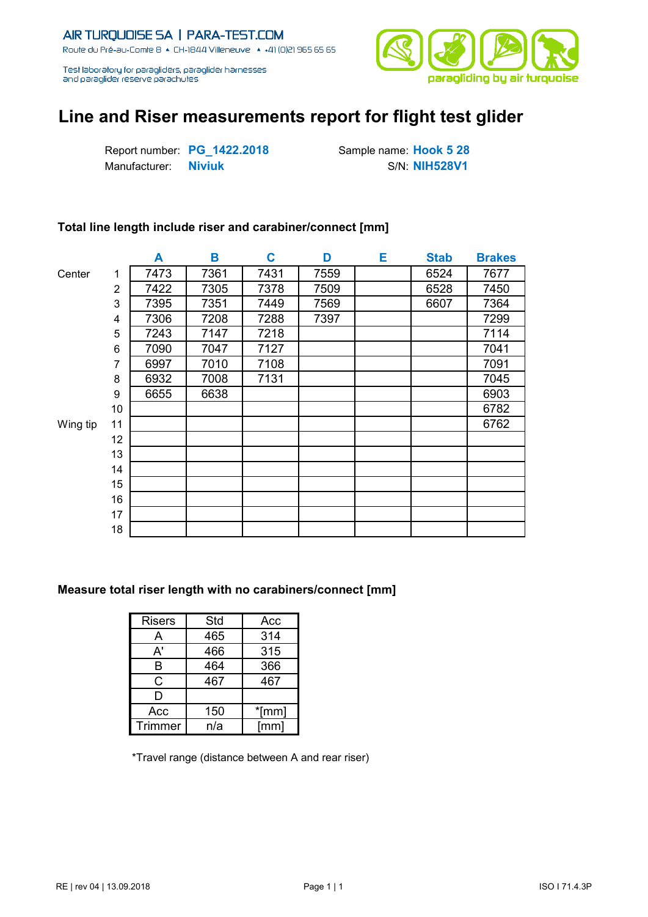AIR TURQUOISE SA | PARA-TEST.COM

Route du Pré-au-Comte 8 ▲ CH-1844 Villeneuve ▲ +41 (0)21 965 65 65

Test laboratory for paragliders, paraglider harnesses and paraglider reserve parachutes

paragliding by air turquoise

# Line and Riser measurements report for flight test glider

Report number: **PG_1422.2018**
Manufacturer: **Niviuk**
Sample name: **Hook 5 28**
S/N: **NIH528V1**

### Total line length include riser and carabiner/connect [mm]

| | | A | B | C | D | E | Stab | Brakes |
|---|---|---|---|---|---|---|---|---|
| Center | 1 | 7473 | 7361 | 7431 | 7559 | | 6524 | 7677 |
| | 2 | 7422 | 7305 | 7378 | 7509 | | 6528 | 7450 |
| | 3 | 7395 | 7351 | 7449 | 7569 | | 6607 | 7364 |
| | 4 | 7306 | 7208 | 7288 | 7397 | | | 7299 |
| | 5 | 7243 | 7147 | 7218 | | | | 7114 |
| | 6 | 7090 | 7047 | 7127 | | | | 7041 |
| | 7 | 6997 | 7010 | 7108 | | | | 7091 |
| | 8 | 6932 | 7008 | 7131 | | | | 7045 |
| | 9 | 6655 | 6638 | | | | | 6903 |
| | 10 | | | | | | | 6782 |
| Wing tip | 11 | | | | | | | 6762 |
| | 12 | | | | | | | |
| | 13 | | | | | | | |
| | 14 | | | | | | | |
| | 15 | | | | | | | |
| | 16 | | | | | | | |
| | 17 | | | | | | | |
| | 18 | | | | | | | |

### Measure total riser length with no carabiners/connect [mm]

| Risers | Std | Acc |
|---|---|---|
| A | 465 | 314 |
| A' | 466 | 315 |
| B | 464 | 366 |
| C | 467 | 467 |
| D | | |
| Acc | 150 | *[mm] |
| Trimmer | n/a | [mm] |

*Travel range (distance between A and rear riser)

RE | rev 04 | 13.09.2018

ISO I 71.4.3P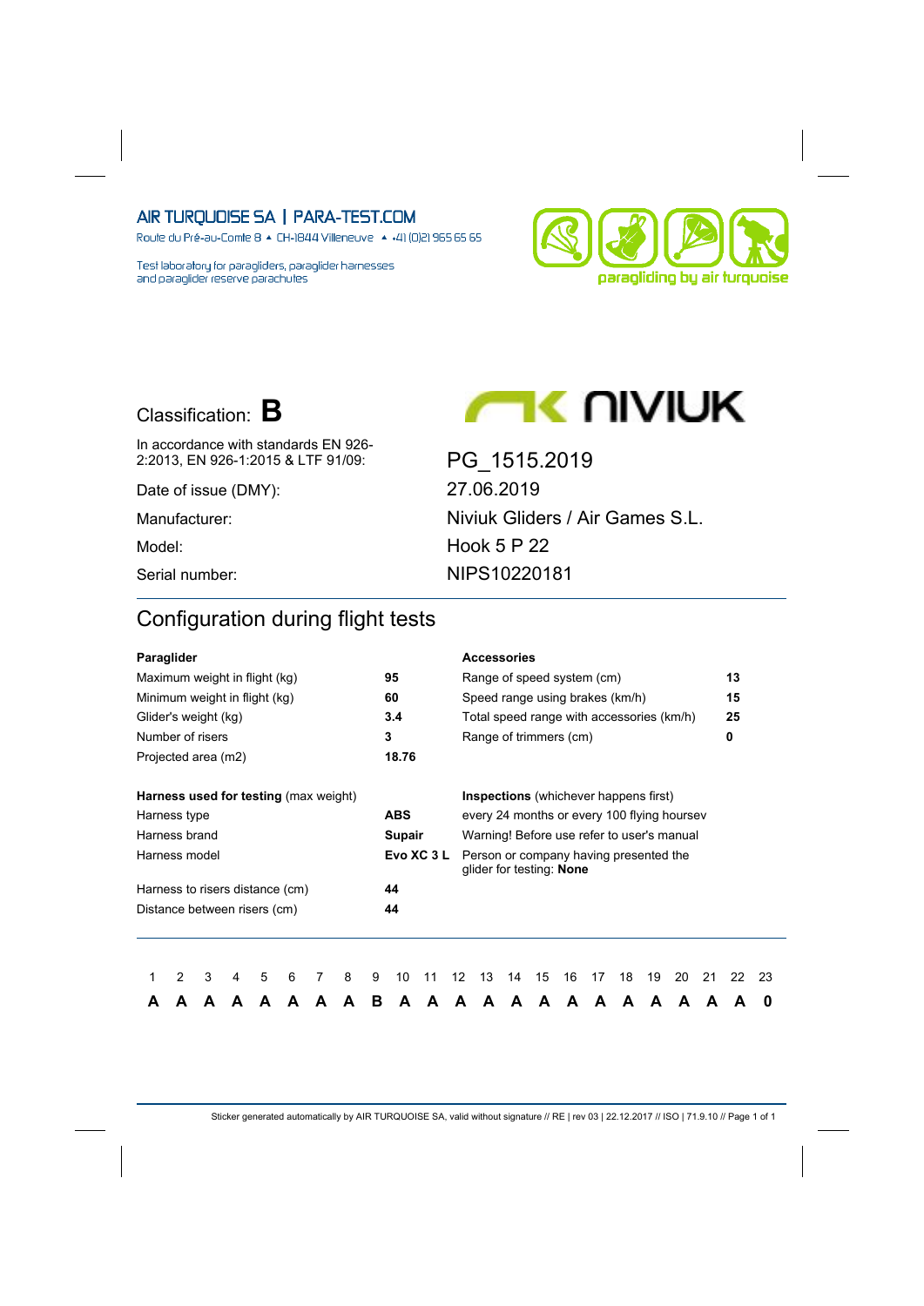AIR TURQUOISE SA | PARA-TEST.COM

Route du Pré-au-Comte 8 ▲ CH-1844 Villeneuve ▲ +41 (0)21 965 65 65

Test laboratory for paragliders, paraglider harnesses and paraglider reserve parachutes

paragliding by air turquoise

NIVIUK

Classification: **B**

| | |
|---|---|
| In accordance with standards EN 926-2:2013, EN 926-1:2015 & LTF 91/09: | PG_1515.2019 |
| Date of issue (DMY): | 27.06.2019 |
| Manufacturer: | Niviuk Gliders / Air Games S.L. |
| Model: | Hook 5 P 22 |
| Serial number: | NIPS10220181 |

## Configuration during flight tests

| **Paraglider** | |
|---|---|
| Maximum weight in flight (kg) | **95** |
| Minimum weight in flight (kg) | **60** |
| Glider's weight (kg) | **3.4** |
| Number of risers | **3** |
| Projected area (m2) | **18.76** |

| **Accessories** | |
|---|---|
| Range of speed system (cm) | **13** |
| Speed range using brakes (km/h) | **15** |
| Total speed range with accessories (km/h) | **25** |
| Range of trimmers (cm) | **0** |

| **Harness used for testing** (max weight) | |
|---|---|
| Harness type | **ABS** |
| Harness brand | **Supair** |
| Harness model | **Evo XC 3 L** |
| Harness to risers distance (cm) | **44** |
| Distance between risers (cm) | **44** |

**Inspections** (whichever happens first)
every 24 months or every 100 flying hoursev
Warning! Before use refer to user's manual
Person or company having presented the glider for testing: **None**

| 1 | 2 | 3 | 4 | 5 | 6 | 7 | 8 | 9 | 10 | 11 | 12 | 13 | 14 | 15 | 16 | 17 | 18 | 19 | 20 | 21 | 22 | 23 |
|---|---|---|---|---|---|---|---|---|---|---|---|---|---|---|---|---|---|---|---|---|---|---|
| **A** | **A** | **A** | **A** | **A** | **A** | **A** | **A** | **B** | **A** | **A** | **A** | **A** | **A** | **A** | **A** | **A** | **A** | **A** | **A** | **A** | **A** | **0** |

Sticker generated automatically by AIR TURQUOISE SA, valid without signature // RE | rev 03 | 22.12.2017 // ISO | 71.9.10 // Page 1 of 1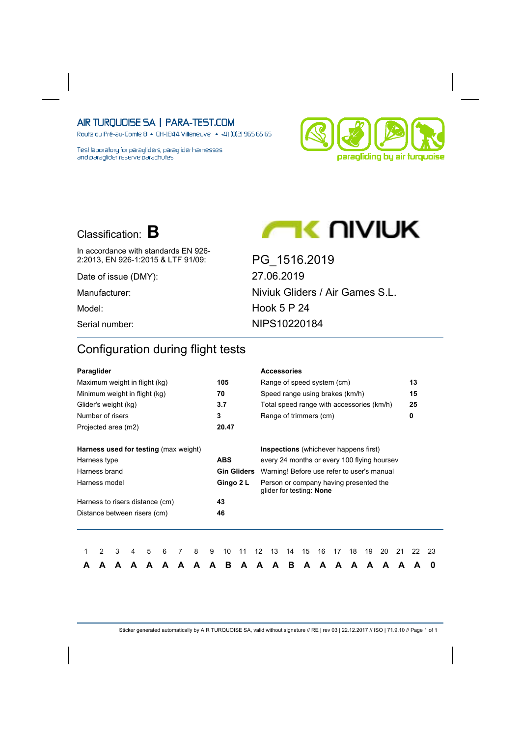AIR TURQUOISE SA | PARA-TEST.COM

Route du Pré-au-Comte 8 ▲ CH-1844 Villeneuve ▲ +41 (0)21 965 65 65

Test laboratory for paragliders, paraglider harnesses and paraglider reserve parachutes

paragliding by air turquoise

NIVIUK

| | |
|---|---|
| Classification: **B** | |
| In accordance with standards EN 926-2:2013, EN 926-1:2015 & LTF 91/09: | PG_1516.2019 |
| Date of issue (DMY): | 27.06.2019 |
| Manufacturer: | Niviuk Gliders / Air Games S.L. |
| Model: | Hook 5 P 24 |
| Serial number: | NIPS10220184 |

## Configuration during flight tests

| **Paraglider** | | **Accessories** | |
|---|---|---|---|
| Maximum weight in flight (kg) | **105** | Range of speed system (cm) | **13** |
| Minimum weight in flight (kg) | **70** | Speed range using brakes (km/h) | **15** |
| Glider's weight (kg) | **3.7** | Total speed range with accessories (km/h) | **25** |
| Number of risers | **3** | Range of trimmers (cm) | **0** |
| Projected area (m2) | **20.47** | | |

| **Harness used for testing** (max weight) | | **Inspections** (whichever happens first) |
|---|---|---|
| Harness type | **ABS** | every 24 months or every 100 flying hoursev |
| Harness brand | **Gin Gliders** | Warning! Before use refer to user's manual |
| Harness model | **Gingo 2 L** | Person or company having presented the glider for testing: **None** |
| Harness to risers distance (cm) | **43** | |
| Distance between risers (cm) | **46** | |

| 1 | 2 | 3 | 4 | 5 | 6 | 7 | 8 | 9 | 10 | 11 | 12 | 13 | 14 | 15 | 16 | 17 | 18 | 19 | 20 | 21 | 22 | 23 |
|---|---|---|---|---|---|---|---|---|---|---|---|---|---|---|---|---|---|---|---|---|---|---|
| **A** | **A** | **A** | **A** | **A** | **A** | **A** | **A** | **A** | **B** | **A** | **A** | **A** | **B** | **A** | **A** | **A** | **A** | **A** | **A** | **A** | **A** | **0** |

Sticker generated automatically by AIR TURQUOISE SA, valid without signature // RE | rev 03 | 22.12.2017 // ISO | 71.9.10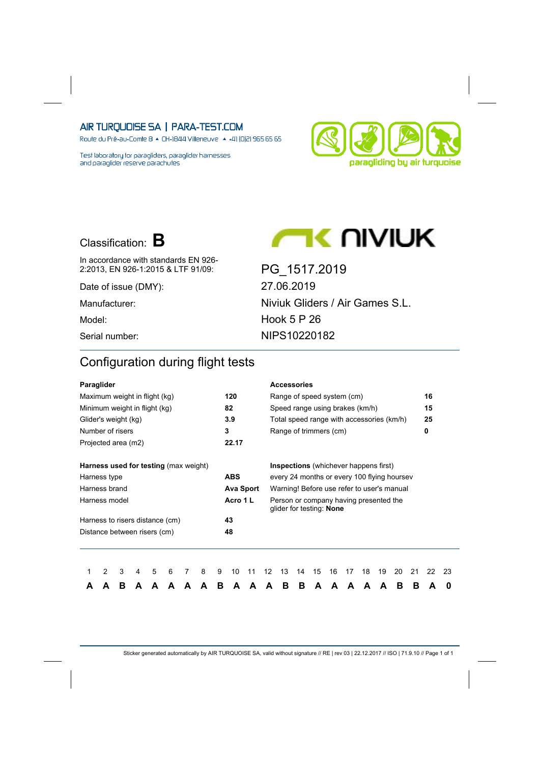AIR TURQUOISE SA | PARA-TEST.COM

Route du Pré-au-Comte 8 ▲ CH-1844 Villeneuve ▲ +41 (0)21 965 65 65

Test laboratory for paragliders, paraglider harnesses and paraglider reserve parachutes

paragliding by air turquoise

Classification: **B**

NIVIUK

| | |
|---|---|
| In accordance with standards EN 926-2:2013, EN 926-1:2015 & LTF 91/09: | PG_1517.2019 |
| Date of issue (DMY): | 27.06.2019 |
| Manufacturer: | Niviuk Gliders / Air Games S.L. |
| Model: | Hook 5 P 26 |
| Serial number: | NIPS10220182 |

## Configuration during flight tests

| **Paraglider** | |
|---|---|
| Maximum weight in flight (kg) | **120** |
| Minimum weight in flight (kg) | **82** |
| Glider's weight (kg) | **3.9** |
| Number of risers | **3** |
| Projected area (m2) | **22.17** |

| **Accessories** | |
|---|---|
| Range of speed system (cm) | **16** |
| Speed range using brakes (km/h) | **15** |
| Total speed range with accessories (km/h) | **25** |
| Range of trimmers (cm) | **0** |

| **Harness used for testing** (max weight) | |
|---|---|
| Harness type | **ABS** |
| Harness brand | **Ava Sport** |
| Harness model | **Acro 1 L** |
| Harness to risers distance (cm) | **43** |
| Distance between risers (cm) | **48** |

**Inspections** (whichever happens first)

every 24 months or every 100 flying hoursev

Warning! Before use refer to user's manual

Person or company having presented the glider for testing: **None**

| 1 | 2 | 3 | 4 | 5 | 6 | 7 | 8 | 9 | 10 | 11 | 12 | 13 | 14 | 15 | 16 | 17 | 18 | 19 | 20 | 21 | 22 | 23 |
|---|---|---|---|---|---|---|---|---|---|---|---|---|---|---|---|---|---|---|---|---|---|---|
| **A** | **A** | **B** | **A** | **A** | **A** | **A** | **A** | **B** | **A** | **A** | **A** | **B** | **B** | **A** | **A** | **A** | **A** | **A** | **B** | **B** | **A** | **0** |

Sticker generated automatically by AIR TURQUOISE SA, valid without signature // RE | rev 03 | 22.12.2017 // ISO | 71.9.10 // Page 1 of 1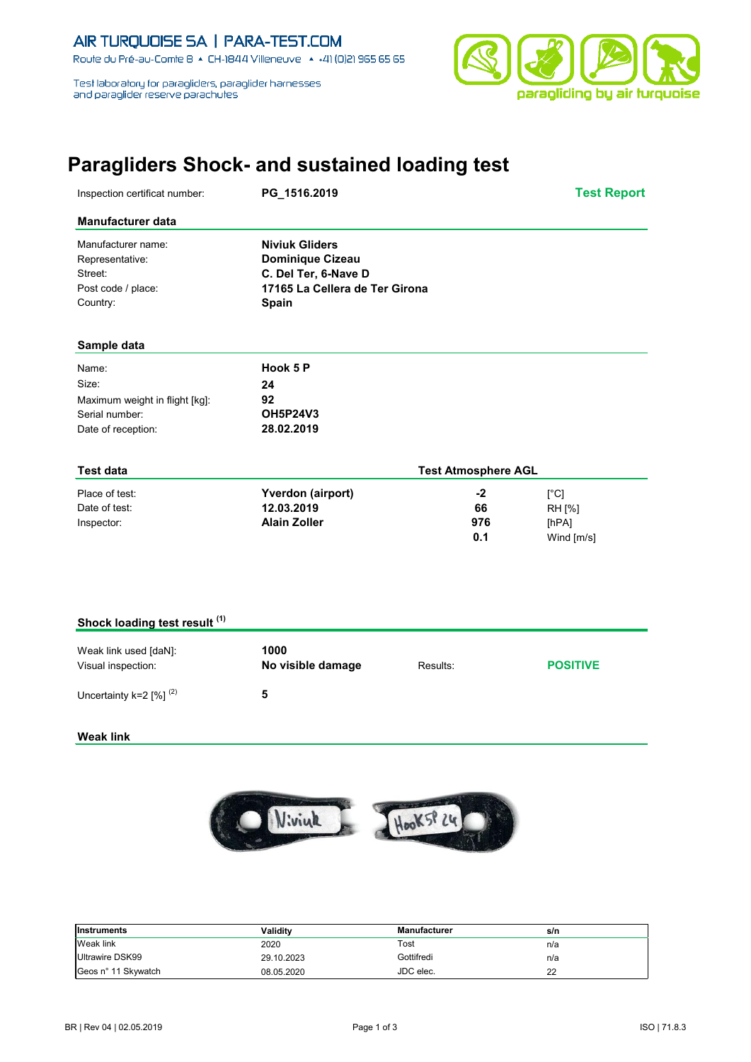AIR TURQUOISE SA | PARA-TEST.COM

Route du Pré-au-Comte 8 ▲ CH-1844 Villeneuve ▲ +41 (0)21 965 65 65

Test laboratory for paragliders, paraglider harnesses and paraglider reserve parachutes

paragliding by air turquoise

# Paragliders Shock- and sustained loading test

| Inspection certificat number: | **PG_1516.2019** | **Test Report** |
|---|---|---|

## Manufacturer data

| | |
|---|---|
| Manufacturer name: | **Niviuk Gliders** |
| Representative: | **Dominique Cizeau** |
| Street: | **C. Del Ter, 6-Nave D** |
| Post code / place: | **17165 La Cellera de Ter Girona** |
| Country: | **Spain** |

## Sample data

| | |
|---|---|
| Name: | **Hook 5 P** |
| Size: | **24** |
| Maximum weight in flight [kg]: | **92** |
| Serial number: | **OH5P24V3** |
| Date of reception: | **28.02.2019** |

## Test data

| | | Test Atmosphere AGL | |
|---|---|---|---|
| Place of test: | **Yverdon (airport)** | **-2** | [°C] |
| Date of test: | **12.03.2019** | **66** | RH [%] |
| Inspector: | **Alain Zoller** | **976** | [hPA] |
| | | **0.1** | Wind [m/s] |

## Shock loading test result (1)

| | | | |
|---|---|---|---|
| Weak link used [daN]: | **1000** | | |
| Visual inspection: | **No visible damage** | Results: | **POSITIVE** |
| Uncertainty k=2 [%] (2) | **5** | | |

## Weak link

| Instruments | Validity | Manufacturer | s/n |
|---|---|---|---|
| Weak link | 2020 | Tost | n/a |
| Ultrawire DSK99 | 29.10.2023 | Gottifredi | n/a |
| Geos n° 11 Skywatch | 08.05.2020 | JDC elec. | 22 |

BR | Rev 04 | 02.05.2019 — ISO | 71.8.3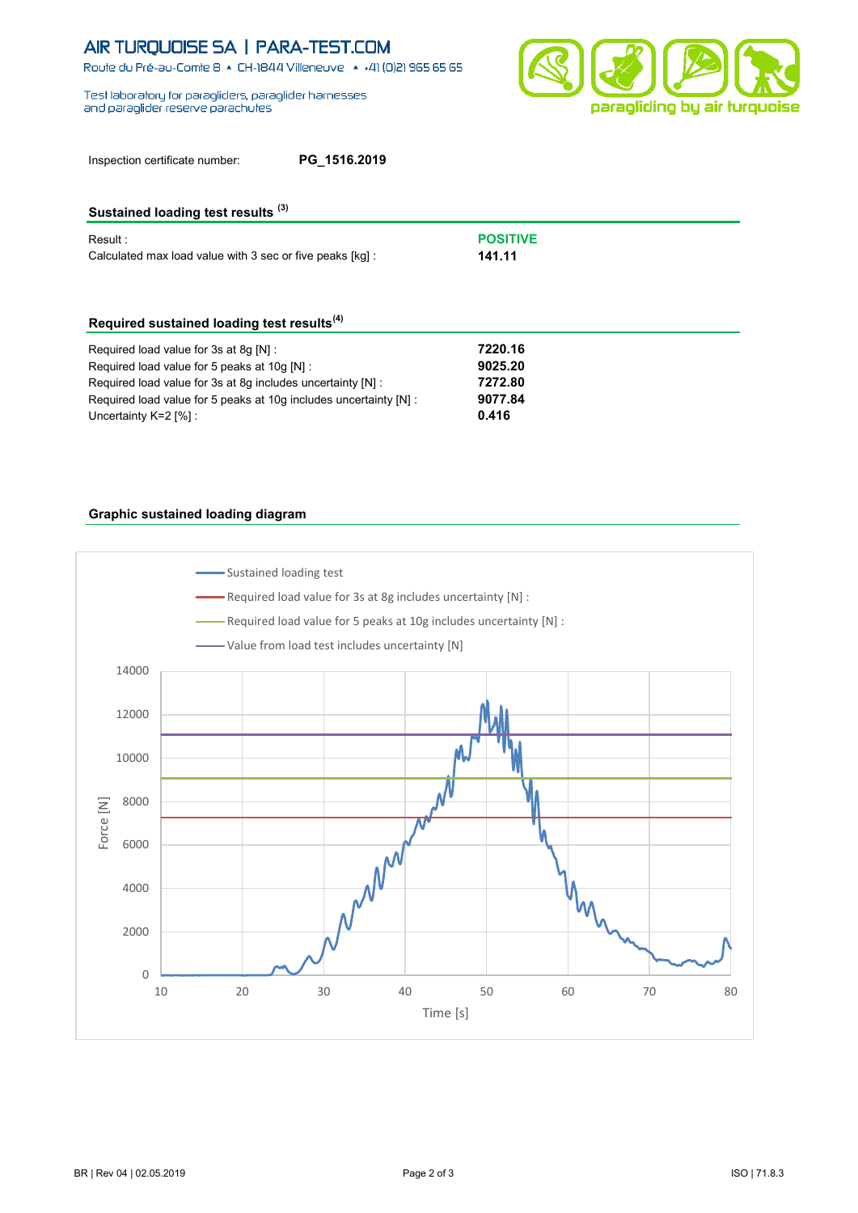AIR TURQUOISE SA | PARA-TEST.COM

Route du Pré-au-Comte 8 ▲ CH-1844 Villeneuve ▲ +41 (0)21 965 65 65

Test laboratory for paragliders, paraglider harnesses and paraglider reserve parachutes

paragliding by air turquoise

Inspection certificate number: **PG_1516.2019**

## Sustained loading test results [3]

| | |
|---|---|
| Result : | **POSITIVE** |
| Calculated max load value with 3 sec or five peaks [kg] : | **141.11** |

## Required sustained loading test results[4]

| | |
|---|---|
| Required load value for 3s at 8g [N] : | **7220.16** |
| Required load value for 5 peaks at 10g [N] : | **9025.20** |
| Required load value for 3s at 8g includes uncertainty [N] : | **7272.80** |
| Required load value for 5 peaks at 10g includes uncertainty [N] : | **9077.84** |
| Uncertainty K=2 [%] : | **0.416** |

## Graphic sustained loading diagram

Legend:
- Sustained loading test
- Required load value for 3s at 8g includes uncertainty [N] :
- Required load value for 5 peaks at 10g includes uncertainty [N] :
- Value from load test includes uncertainty [N]

Force [N]: 0, 2000, 4000, 6000, 8000, 10000, 12000, 14000

Time [s]: 10, 20, 30, 40, 50, 60, 70, 80

BR | Rev 04 | 02.05.2019

ISO | 71.8.3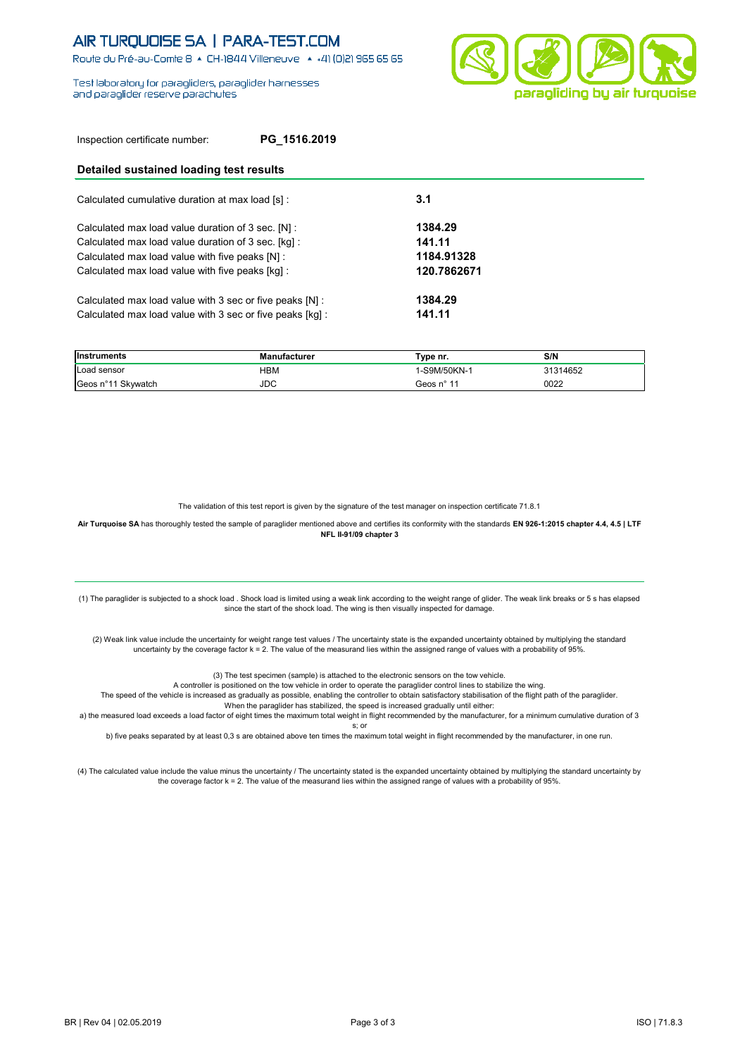# AIR TURQUOISE SA | PARA-TEST.COM

Route du Pré-au-Comte 8 ▲ CH-1844 Villeneuve ▲ +41 (0)21 965 65 65

Test laboratory for paragliders, paraglider harnesses and paraglider reserve parachutes

paragliding by air turquoise

Inspection certificate number: **PG_1516.2019**

## Detailed sustained loading test results

| | |
|---|---|
| Calculated cumulative duration at max load [s] : | **3.1** |
| Calculated max load value duration of 3 sec. [N] : | **1384.29** |
| Calculated max load value duration of 3 sec. [kg] : | **141.11** |
| Calculated max load value with five peaks [N] : | **1184.91328** |
| Calculated max load value with five peaks [kg] : | **120.7862671** |
| Calculated max load value with 3 sec or five peaks [N] : | **1384.29** |
| Calculated max load value with 3 sec or five peaks [kg] : | **141.11** |

| Instruments | Manufacturer | Type nr. | S/N |
|---|---|---|---|
| Load sensor | HBM | 1-S9M/50KN-1 | 31314652 |
| Geos n°11 Skywatch | JDC | Geos n° 11 | 0022 |

The validation of this test report is given by the signature of the test manager on inspection certificate 71.8.1

**Air Turquoise SA** has thoroughly tested the sample of paraglider mentioned above and certifies its conformity with the standards **EN 926-1:2015 chapter 4.4, 4.5 | LTF NFL II-91/09 chapter 3**

(1) The paraglider is subjected to a shock load . Shock load is limited using a weak link according to the weight range of glider. The weak link breaks or 5 s has elapsed since the start of the shock load. The wing is then visually inspected for damage.

(2) Weak link value include the uncertainty for weight range test values / The uncertainty state is the expanded uncertainty obtained by multiplying the standard uncertainty by the coverage factor k = 2. The value of the measurand lies within the assigned range of values with a probability of 95%.

(3) The test specimen (sample) is attached to the electronic sensors on the tow vehicle.
A controller is positioned on the tow vehicle in order to operate the paraglider control lines to stabilize the wing.
The speed of the vehicle is increased as gradually as possible, enabling the controller to obtain satisfactory stabilisation of the flight path of the paraglider.
When the paraglider has stabilized, the speed is increased gradually until either:
a) the measured load exceeds a load factor of eight times the maximum total weight in flight recommended by the manufacturer, for a minimum cumulative duration of 3 s; or
b) five peaks separated by at least 0,3 s are obtained above ten times the maximum total weight in flight recommended by the manufacturer, in one run.

(4) The calculated value include the value minus the uncertainty / The uncertainty stated is the expanded uncertainty obtained by multiplying the standard uncertainty by the coverage factor k = 2. The value of the measurand lies within the assigned range of values with a probability of 95%.

BR | Rev 04 | 02.05.2019 ISO | 71.8.3